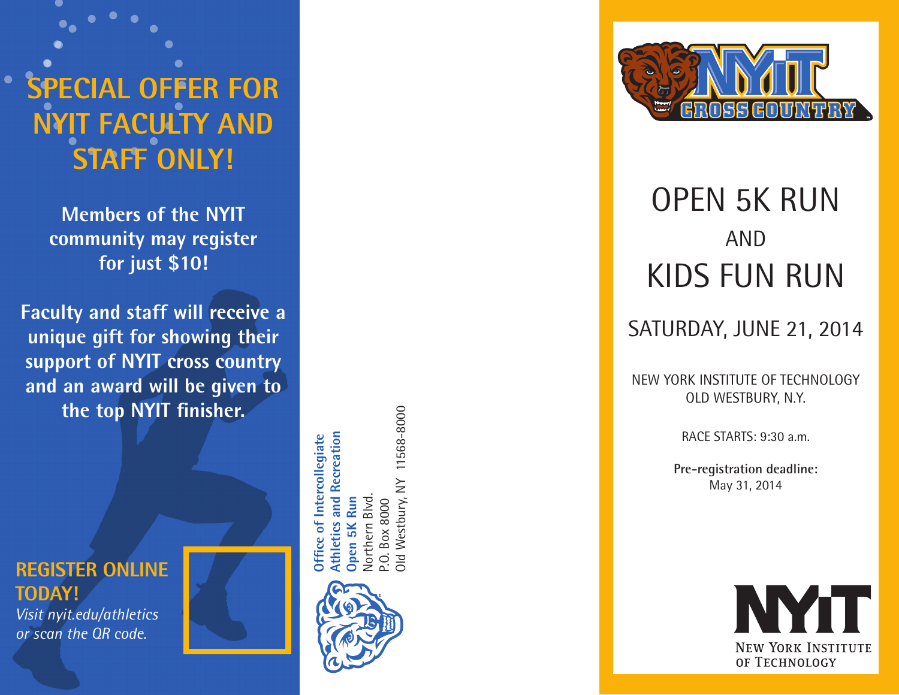# SPECIAL OFFER FOR NYIT FACULTY AND STAFF ONLY!

**Members of the NYIT community may register for just $10!**

**Faculty and staff will receive a unique gift for showing their support of NYIT cross country and an award will be given to the top NYIT finisher.**

## REGISTER ONLINE TODAY!

*Visit nyit.edu/athletics or scan the QR code.*

**Office of Intercollegiate Athletics and Recreation**
**Open 5K Run**
Northern Blvd.
P.O. Box 8000
Old Westbury, NY 11568-8000

NYIT CROSS COUNTRY

# OPEN 5K RUN
AND
# KIDS FUN RUN

## SATURDAY, JUNE 21, 2014

NEW YORK INSTITUTE OF TECHNOLOGY
OLD WESTBURY, N.Y.

RACE STARTS: 9:30 a.m.

**Pre-registration deadline:**
May 31, 2014

NYIT
NEW YORK INSTITUTE OF TECHNOLOGY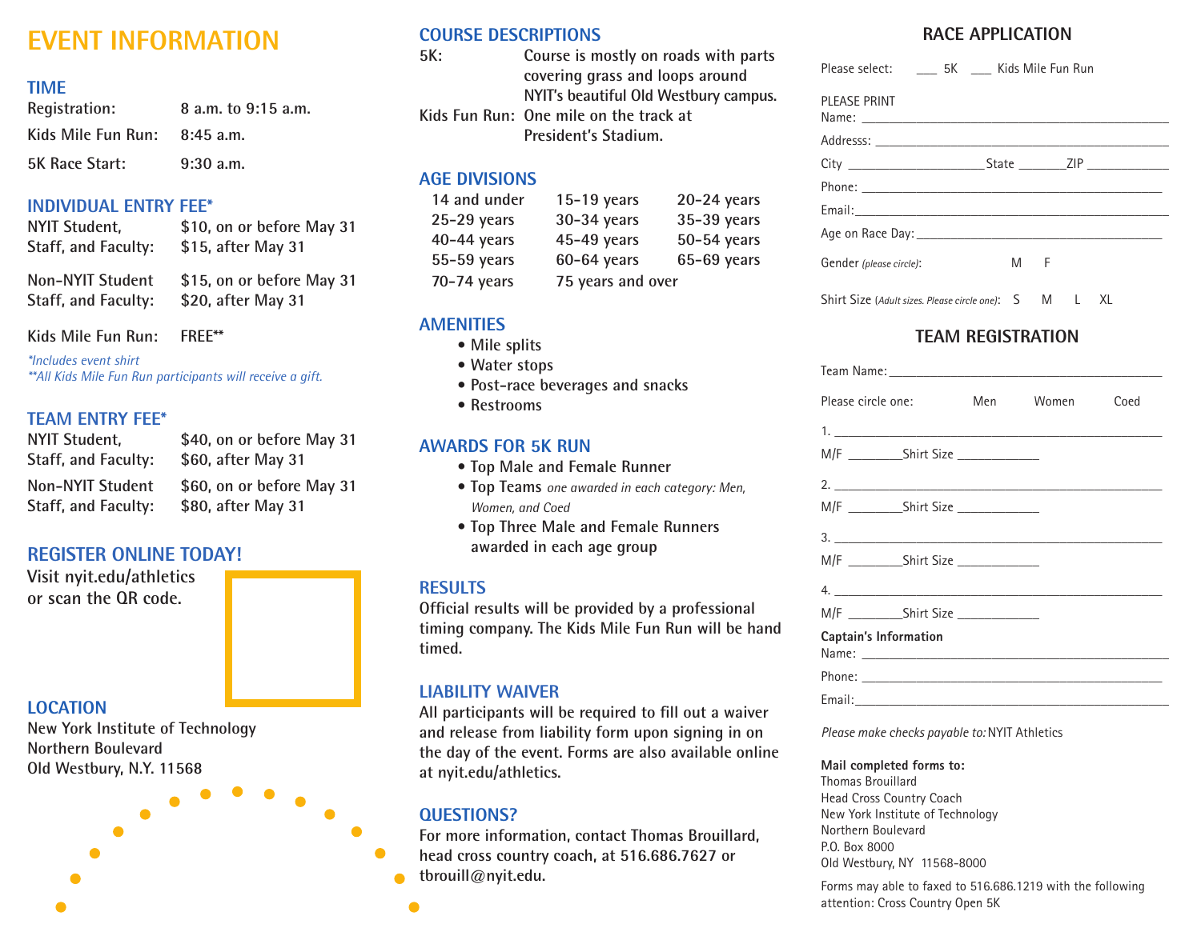# EVENT INFORMATION

## TIME

| | |
|---|---|
| Registration: | 8 a.m. to 9:15 a.m. |
| Kids Mile Fun Run: | 8:45 a.m. |
| 5K Race Start: | 9:30 a.m. |

## INDIVIDUAL ENTRY FEE*

| | |
|---|---|
| NYIT Student, Staff, and Faculty: | \$10, on or before May 31<br>\$15, after May 31 |
| Non-NYIT Student Staff, and Faculty: | \$15, on or before May 31<br>\$20, after May 31 |
| Kids Mile Fun Run: | FREE** |

*\*Includes event shirt*
*\*\*All Kids Mile Fun Run participants will receive a gift.*

## TEAM ENTRY FEE*

| | |
|---|---|
| NYIT Student, Staff, and Faculty: | \$40, on or before May 31<br>\$60, after May 31 |
| Non-NYIT Student Staff, and Faculty: | \$60, on or before May 31<br>\$80, after May 31 |

## REGISTER ONLINE TODAY!

Visit nyit.edu/athletics or scan the QR code.

## LOCATION

New York Institute of Technology
Northern Boulevard
Old Westbury, N.Y. 11568

## COURSE DESCRIPTIONS

| | |
|---|---|
| 5K: | Course is mostly on roads with parts covering grass and loops around NYIT's beautiful Old Westbury campus. |
| Kids Fun Run: | One mile on the track at President's Stadium. |

## AGE DIVISIONS

| | | |
|---|---|---|
| 14 and under | 15-19 years | 20-24 years |
| 25-29 years | 30-34 years | 35-39 years |
| 40-44 years | 45-49 years | 50-54 years |
| 55-59 years | 60-64 years | 65-69 years |
| 70-74 years | 75 years and over | |

## AMENITIES

- Mile splits
- Water stops
- Post-race beverages and snacks
- Restrooms

## AWARDS FOR 5K RUN

- Top Male and Female Runner
- Top Teams *one awarded in each category: Men, Women, and Coed*
- Top Three Male and Female Runners awarded in each age group

## RESULTS

Official results will be provided by a professional timing company. The Kids Mile Fun Run will be hand timed.

## LIABILITY WAIVER

All participants will be required to fill out a waiver and release from liability form upon signing in on the day of the event. Forms are also available online at nyit.edu/athletics.

## QUESTIONS?

For more information, contact Thomas Brouillard, head cross country coach, at 516.686.7627 or tbrouill@nyit.edu.

## RACE APPLICATION

Please select: ___ 5K ___ Kids Mile Fun Run

PLEASE PRINT
Name: ______________________________
Addresss: ______________________________
City ______________ State ________ ZIP ____________
Phone: ______________________________
Email: ______________________________
Age on Race Day: ______________________________

Gender *(please circle)*: M F

Shirt Size (*Adult sizes. Please circle one)*: S M L XL

## TEAM REGISTRATION

Team Name: ______________________________

Please circle one: Men Women Coed

1. ______________________________
M/F ________ Shirt Size ____________

2. ______________________________
M/F ________ Shirt Size ____________

3. ______________________________
M/F ________ Shirt Size ____________

4. ______________________________
M/F ________ Shirt Size ____________

**Captain's Information**
Name: ______________________________
Phone: ______________________________
Email: ______________________________

*Please make checks payable to:* NYIT Athletics

**Mail completed forms to:**
Thomas Brouillard
Head Cross Country Coach
New York Institute of Technology
Northern Boulevard
P.O. Box 8000
Old Westbury, NY 11568-8000

Forms may able to faxed to 516.686.1219 with the following attention: Cross Country Open 5K